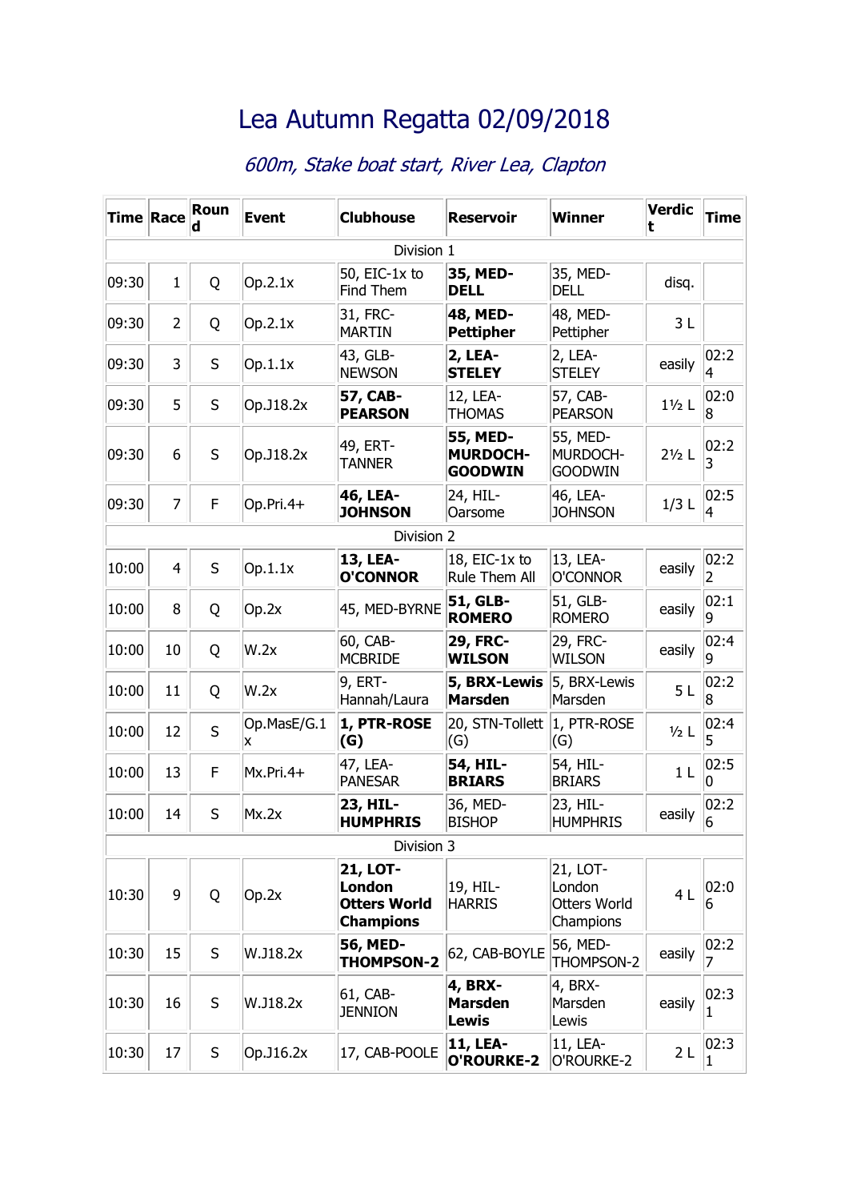# Lea Autumn Regatta 02/09/2018

*600m, Stake boat start, River Lea, Clapton*

| Time | Race | Round | Event | Clubhouse | Reservoir | Winner | Verdict | Time |
|---|---|---|---|---|---|---|---|---|
| Division 1 | | | | | | | | |
| 09:30 | 1 | Q | Op.2.1x | 50, EIC-1x to Find Them | **35, MED-DELL** | 35, MED-DELL | disq. | |
| 09:30 | 2 | Q | Op.2.1x | 31, FRC-MARTIN | **48, MED-Pettipher** | 48, MED-Pettipher | 3 L | |
| 09:30 | 3 | S | Op.1.1x | 43, GLB-NEWSON | **2, LEA-STELEY** | 2, LEA-STELEY | easily | 02:24 |
| 09:30 | 5 | S | Op.J18.2x | **57, CAB-PEARSON** | 12, LEA-THOMAS | 57, CAB-PEARSON | 1½ L | 02:08 |
| 09:30 | 6 | S | Op.J18.2x | 49, ERT-TANNER | **55, MED-MURDOCH-GOODWIN** | 55, MED-MURDOCH-GOODWIN | 2½ L | 02:23 |
| 09:30 | 7 | F | Op.Pri.4+ | **46, LEA-JOHNSON** | 24, HIL-Oarsome | 46, LEA-JOHNSON | 1/3 L | 02:54 |
| Division 2 | | | | | | | | |
| 10:00 | 4 | S | Op.1.1x | **13, LEA-O'CONNOR** | 18, EIC-1x to Rule Them All | 13, LEA-O'CONNOR | easily | 02:22 |
| 10:00 | 8 | Q | Op.2x | 45, MED-BYRNE | **51, GLB-ROMERO** | 51, GLB-ROMERO | easily | 02:19 |
| 10:00 | 10 | Q | W.2x | 60, CAB-MCBRIDE | **29, FRC-WILSON** | 29, FRC-WILSON | easily | 02:49 |
| 10:00 | 11 | Q | W.2x | 9, ERT-Hannah/Laura | **5, BRX-Lewis Marsden** | 5, BRX-Lewis Marsden | 5 L | 02:28 |
| 10:00 | 12 | S | Op.MasE/G.1x | **1, PTR-ROSE (G)** | 20, STN-Tollett (G) | 1, PTR-ROSE (G) | ½ L | 02:45 |
| 10:00 | 13 | F | Mx.Pri.4+ | 47, LEA-PANESAR | **54, HIL-BRIARS** | 54, HIL-BRIARS | 1 L | 02:50 |
| 10:00 | 14 | S | Mx.2x | **23, HIL-HUMPHRIS** | 36, MED-BISHOP | 23, HIL-HUMPHRIS | easily | 02:26 |
| Division 3 | | | | | | | | |
| 10:30 | 9 | Q | Op.2x | **21, LOT-London Otters World Champions** | 19, HIL-HARRIS | 21, LOT-London Otters World Champions | 4 L | 02:06 |
| 10:30 | 15 | S | W.J18.2x | **56, MED-THOMPSON-2** | 62, CAB-BOYLE | 56, MED-THOMPSON-2 | easily | 02:27 |
| 10:30 | 16 | S | W.J18.2x | 61, CAB-JENNION | **4, BRX-Marsden Lewis** | 4, BRX-Marsden Lewis | easily | 02:31 |
| 10:30 | 17 | S | Op.J16.2x | 17, CAB-POOLE | **11, LEA-O'ROURKE-2** | 11, LEA-O'ROURKE-2 | 2 L | 02:31 |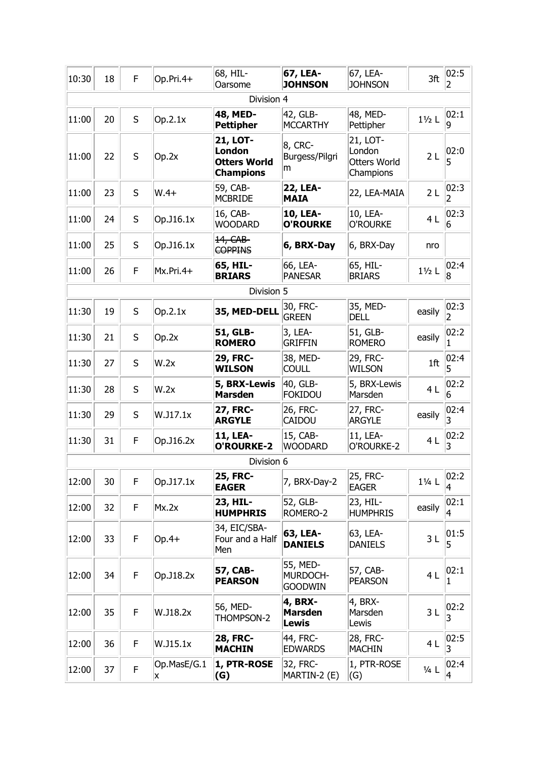| | | | | | | | | |
|---|---|---|---|---|---|---|---|---|
| 10:30 | 18 | F | Op.Pri.4+ | 68, HIL-Oarsome | **67, LEA-JOHNSON** | 67, LEA-JOHNSON | 3ft | 02:52 |
| Division 4 | | | | | | | | |
| 11:00 | 20 | S | Op.2.1x | **48, MED-Pettipher** | 42, GLB-MCCARTHY | 48, MED-Pettipher | 1½ L | 02:19 |
| 11:00 | 22 | S | Op.2x | **21, LOT-London Otters World Champions** | 8, CRC-Burgess/Pilgrim | 21, LOT-London Otters World Champions | 2 L | 02:05 |
| 11:00 | 23 | S | W.4+ | 59, CAB-MCBRIDE | **22, LEA-MAIA** | 22, LEA-MAIA | 2 L | 02:32 |
| 11:00 | 24 | S | Op.J16.1x | 16, CAB-WOODARD | **10, LEA-O'ROURKE** | 10, LEA-O'ROURKE | 4 L | 02:36 |
| 11:00 | 25 | S | Op.J16.1x | ~~14, CAB-COPPINS~~ | **6, BRX-Day** | 6, BRX-Day | nro | |
| 11:00 | 26 | F | Mx.Pri.4+ | **65, HIL-BRIARS** | 66, LEA-PANESAR | 65, HIL-BRIARS | 1½ L | 02:48 |
| Division 5 | | | | | | | | |
| 11:30 | 19 | S | Op.2.1x | **35, MED-DELL** | 30, FRC-GREEN | 35, MED-DELL | easily | 02:32 |
| 11:30 | 21 | S | Op.2x | **51, GLB-ROMERO** | 3, LEA-GRIFFIN | 51, GLB-ROMERO | easily | 02:21 |
| 11:30 | 27 | S | W.2x | **29, FRC-WILSON** | 38, MED-COULL | 29, FRC-WILSON | 1ft | 02:45 |
| 11:30 | 28 | S | W.2x | **5, BRX-Lewis Marsden** | 40, GLB-FOKIDOU | 5, BRX-Lewis Marsden | 4 L | 02:26 |
| 11:30 | 29 | S | W.J17.1x | **27, FRC-ARGYLE** | 26, FRC-CAIDOU | 27, FRC-ARGYLE | easily | 02:43 |
| 11:30 | 31 | F | Op.J16.2x | **11, LEA-O'ROURKE-2** | 15, CAB-WOODARD | 11, LEA-O'ROURKE-2 | 4 L | 02:23 |
| Division 6 | | | | | | | | |
| 12:00 | 30 | F | Op.J17.1x | **25, FRC-EAGER** | 7, BRX-Day-2 | 25, FRC-EAGER | 1¼ L | 02:24 |
| 12:00 | 32 | F | Mx.2x | **23, HIL-HUMPHRIS** | 52, GLB-ROMERO-2 | 23, HIL-HUMPHRIS | easily | 02:14 |
| 12:00 | 33 | F | Op.4+ | 34, EIC/SBA-Four and a Half Men | **63, LEA-DANIELS** | 63, LEA-DANIELS | 3 L | 01:55 |
| 12:00 | 34 | F | Op.J18.2x | **57, CAB-PEARSON** | 55, MED-MURDOCH-GOODWIN | 57, CAB-PEARSON | 4 L | 02:11 |
| 12:00 | 35 | F | W.J18.2x | 56, MED-THOMPSON-2 | **4, BRX-Marsden Lewis** | 4, BRX-Marsden Lewis | 3 L | 02:23 |
| 12:00 | 36 | F | W.J15.1x | **28, FRC-MACHIN** | 44, FRC-EDWARDS | 28, FRC-MACHIN | 4 L | 02:53 |
| 12:00 | 37 | F | Op.MasE/G.1x | **1, PTR-ROSE (G)** | 32, FRC-MARTIN-2 (E) | 1, PTR-ROSE (G) | ¼ L | 02:44 |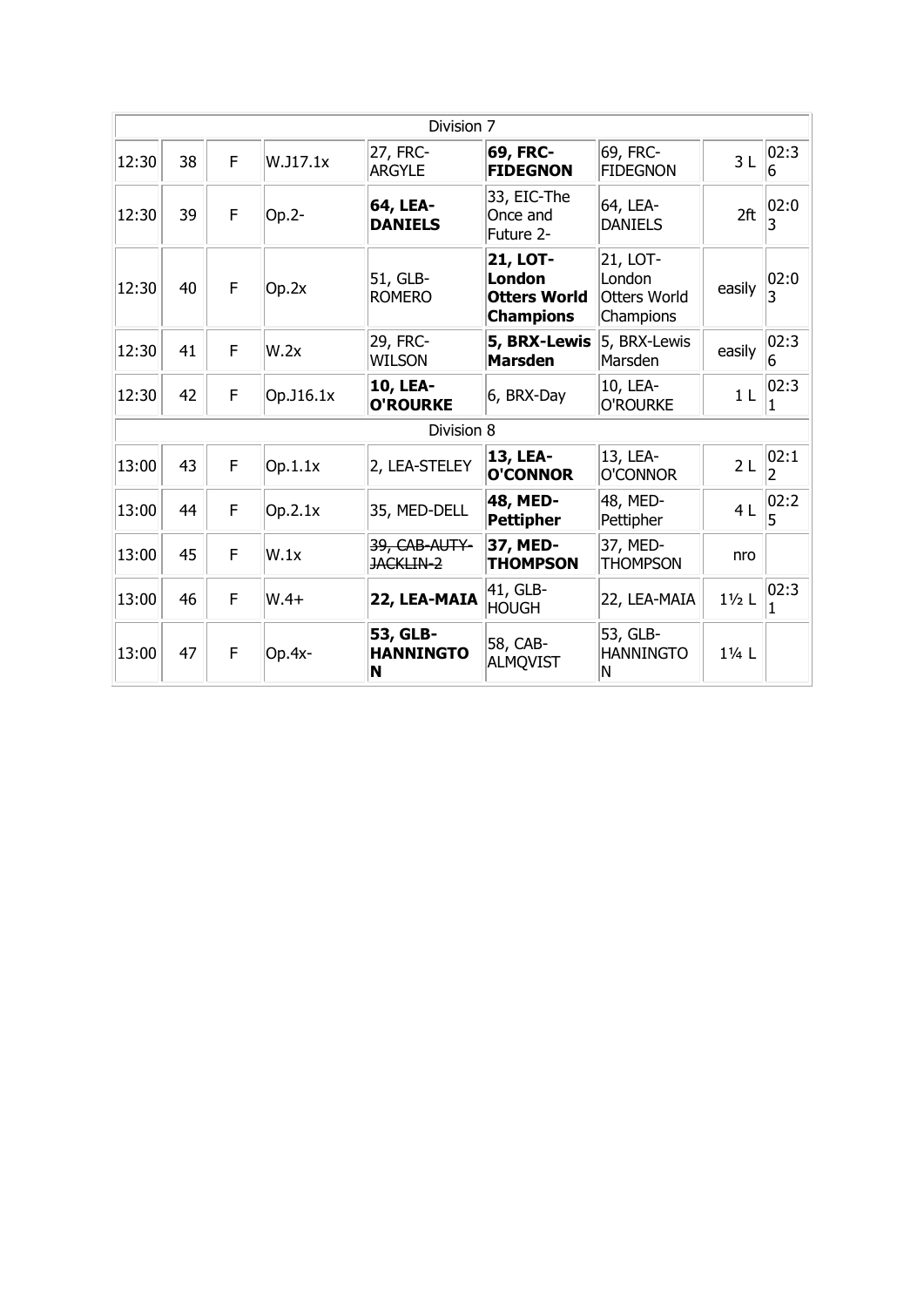| | | | | | | | | |
|---|---|---|---|---|---|---|---|---|
| Division 7 | | | | | | | | |
| 12:30 | 38 | F | W.J17.1x | 27, FRC-ARGYLE | **69, FRC-FIDEGNON** | 69, FRC-FIDEGNON | 3 L | 02:36 |
| 12:30 | 39 | F | Op.2- | **64, LEA-DANIELS** | 33, EIC-The Once and Future 2- | 64, LEA-DANIELS | 2ft | 02:03 |
| 12:30 | 40 | F | Op.2x | 51, GLB-ROMERO | **21, LOT-London Otters World Champions** | 21, LOT-London Otters World Champions | easily | 02:03 |
| 12:30 | 41 | F | W.2x | 29, FRC-WILSON | **5, BRX-Lewis Marsden** | 5, BRX-Lewis Marsden | easily | 02:36 |
| 12:30 | 42 | F | Op.J16.1x | **10, LEA-O'ROURKE** | 6, BRX-Day | 10, LEA-O'ROURKE | 1 L | 02:31 |
| Division 8 | | | | | | | | |
| 13:00 | 43 | F | Op.1.1x | 2, LEA-STELEY | **13, LEA-O'CONNOR** | 13, LEA-O'CONNOR | 2 L | 02:12 |
| 13:00 | 44 | F | Op.2.1x | 35, MED-DELL | **48, MED-Pettipher** | 48, MED-Pettipher | 4 L | 02:25 |
| 13:00 | 45 | F | W.1x | ~~39, CAB-AUTY-JACKLIN-2~~ | **37, MED-THOMPSON** | 37, MED-THOMPSON | nro | |
| 13:00 | 46 | F | W.4+ | **22, LEA-MAIA** | 41, GLB-HOUGH | 22, LEA-MAIA | 1½ L | 02:31 |
| 13:00 | 47 | F | Op.4x- | **53, GLB-HANNINGTON** | 58, CAB-ALMQVIST | 53, GLB-HANNINGTON | 1¼ L | |